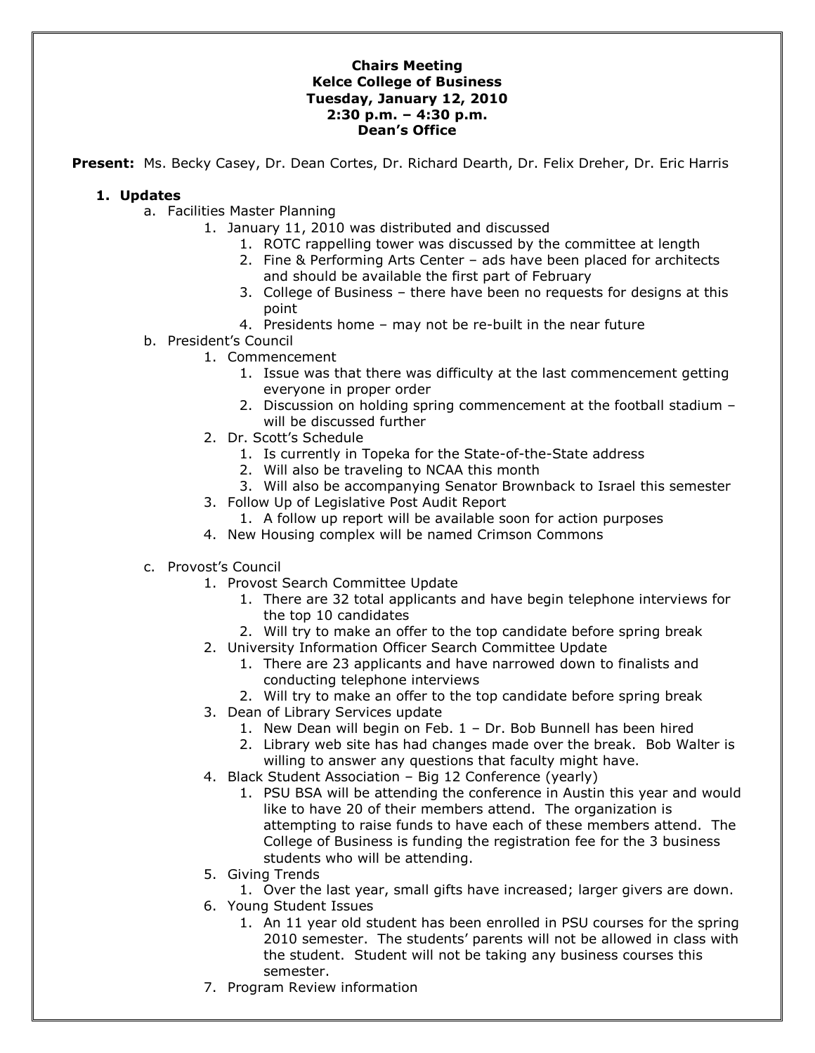**Chairs Meeting**
**Kelce College of Business**
**Tuesday, January 12, 2010**
**2:30 p.m. – 4:30 p.m.**
**Dean's Office**

**Present:** Ms. Becky Casey, Dr. Dean Cortes, Dr. Richard Dearth, Dr. Felix Dreher, Dr. Eric Harris

1. **Updates**
   - a. Facilities Master Planning
     1. January 11, 2010 was distributed and discussed
        1. ROTC rappelling tower was discussed by the committee at length
        2. Fine & Performing Arts Center – ads have been placed for architects and should be available the first part of February
        3. College of Business – there have been no requests for designs at this point
        4. Presidents home – may not be re-built in the near future
   - b. President's Council
     1. Commencement
        1. Issue was that there was difficulty at the last commencement getting everyone in proper order
        2. Discussion on holding spring commencement at the football stadium – will be discussed further
     2. Dr. Scott's Schedule
        1. Is currently in Topeka for the State-of-the-State address
        2. Will also be traveling to NCAA this month
        3. Will also be accompanying Senator Brownback to Israel this semester
     3. Follow Up of Legislative Post Audit Report
        1. A follow up report will be available soon for action purposes
     4. New Housing complex will be named Crimson Commons
   - c. Provost's Council
     1. Provost Search Committee Update
        1. There are 32 total applicants and have begin telephone interviews for the top 10 candidates
        2. Will try to make an offer to the top candidate before spring break
     2. University Information Officer Search Committee Update
        1. There are 23 applicants and have narrowed down to finalists and conducting telephone interviews
        2. Will try to make an offer to the top candidate before spring break
     3. Dean of Library Services update
        1. New Dean will begin on Feb. 1 – Dr. Bob Bunnell has been hired
        2. Library web site has had changes made over the break. Bob Walter is willing to answer any questions that faculty might have.
     4. Black Student Association – Big 12 Conference (yearly)
        1. PSU BSA will be attending the conference in Austin this year and would like to have 20 of their members attend. The organization is attempting to raise funds to have each of these members attend. The College of Business is funding the registration fee for the 3 business students who will be attending.
     5. Giving Trends
        1. Over the last year, small gifts have increased; larger givers are down.
     6. Young Student Issues
        1. An 11 year old student has been enrolled in PSU courses for the spring 2010 semester. The students' parents will not be allowed in class with the student. Student will not be taking any business courses this semester.
     7. Program Review information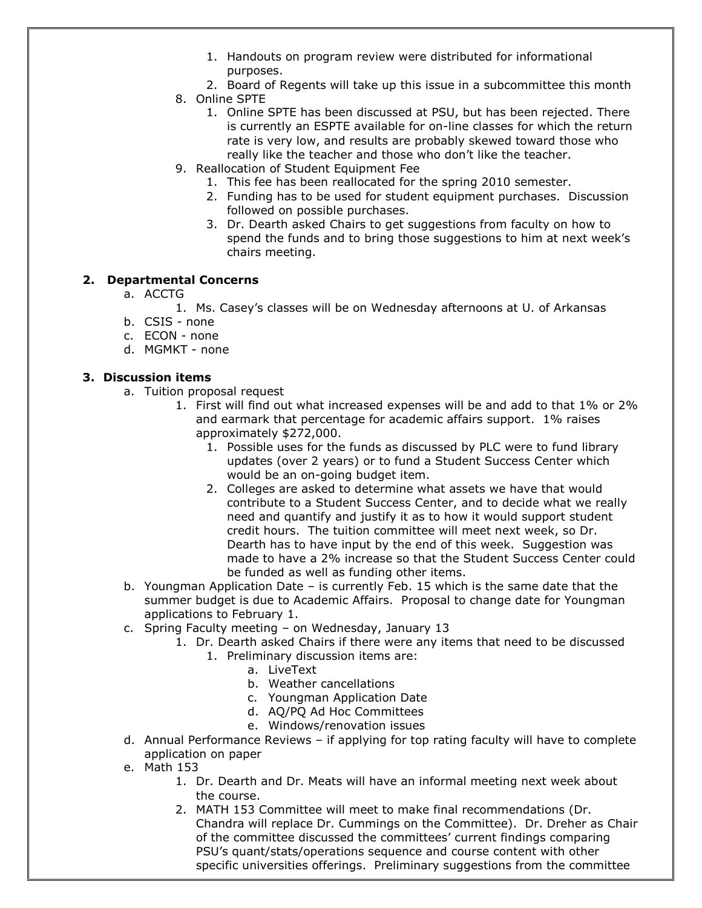1. Handouts on program review were distributed for informational purposes.
      2. Board of Regents will take up this issue in a subcommittee this month
   8. Online SPTE
      1. Online SPTE has been discussed at PSU, but has been rejected. There is currently an ESPTE available for on-line classes for which the return rate is very low, and results are probably skewed toward those who really like the teacher and those who don't like the teacher.
   9. Reallocation of Student Equipment Fee
      1. This fee has been reallocated for the spring 2010 semester.
      2. Funding has to be used for student equipment purchases. Discussion followed on possible purchases.
      3. Dr. Dearth asked Chairs to get suggestions from faculty on how to spend the funds and to bring those suggestions to him at next week's chairs meeting.

**2. Departmental Concerns**

   a. ACCTG
      1. Ms. Casey's classes will be on Wednesday afternoons at U. of Arkansas
   b. CSIS - none
   c. ECON - none
   d. MGMKT - none

**3. Discussion items**

   a. Tuition proposal request
      1. First will find out what increased expenses will be and add to that 1% or 2% and earmark that percentage for academic affairs support. 1% raises approximately $272,000.
         1. Possible uses for the funds as discussed by PLC were to fund library updates (over 2 years) or to fund a Student Success Center which would be an on-going budget item.
         2. Colleges are asked to determine what assets we have that would contribute to a Student Success Center, and to decide what we really need and quantify and justify it as to how it would support student credit hours. The tuition committee will meet next week, so Dr. Dearth has to have input by the end of this week. Suggestion was made to have a 2% increase so that the Student Success Center could be funded as well as funding other items.
   b. Youngman Application Date – is currently Feb. 15 which is the same date that the summer budget is due to Academic Affairs. Proposal to change date for Youngman applications to February 1.
   c. Spring Faculty meeting – on Wednesday, January 13
      1. Dr. Dearth asked Chairs if there were any items that need to be discussed
         1. Preliminary discussion items are:
            a. LiveText
            b. Weather cancellations
            c. Youngman Application Date
            d. AQ/PQ Ad Hoc Committees
            e. Windows/renovation issues
   d. Annual Performance Reviews – if applying for top rating faculty will have to complete application on paper
   e. Math 153
      1. Dr. Dearth and Dr. Meats will have an informal meeting next week about the course.
      2. MATH 153 Committee will meet to make final recommendations (Dr. Chandra will replace Dr. Cummings on the Committee). Dr. Dreher as Chair of the committee discussed the committees' current findings comparing PSU's quant/stats/operations sequence and course content with other specific universities offerings. Preliminary suggestions from the committee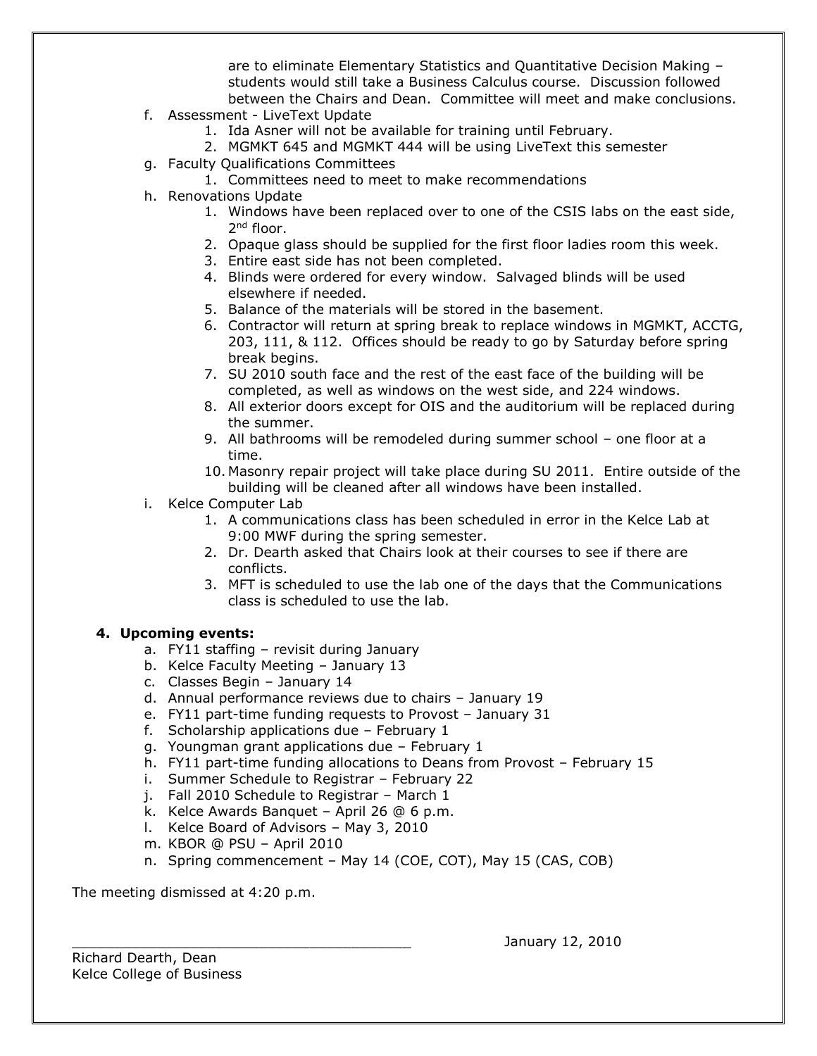are to eliminate Elementary Statistics and Quantitative Decision Making – students would still take a Business Calculus course. Discussion followed between the Chairs and Dean. Committee will meet and make conclusions.

f. Assessment - LiveText Update
    1. Ida Asner will not be available for training until February.
    2. MGMKT 645 and MGMKT 444 will be using LiveText this semester
g. Faculty Qualifications Committees
    1. Committees need to meet to make recommendations
h. Renovations Update
    1. Windows have been replaced over to one of the CSIS labs on the east side, 2nd floor.
    2. Opaque glass should be supplied for the first floor ladies room this week.
    3. Entire east side has not been completed.
    4. Blinds were ordered for every window. Salvaged blinds will be used elsewhere if needed.
    5. Balance of the materials will be stored in the basement.
    6. Contractor will return at spring break to replace windows in MGMKT, ACCTG, 203, 111, & 112. Offices should be ready to go by Saturday before spring break begins.
    7. SU 2010 south face and the rest of the east face of the building will be completed, as well as windows on the west side, and 224 windows.
    8. All exterior doors except for OIS and the auditorium will be replaced during the summer.
    9. All bathrooms will be remodeled during summer school – one floor at a time.
    10. Masonry repair project will take place during SU 2011. Entire outside of the building will be cleaned after all windows have been installed.
i. Kelce Computer Lab
    1. A communications class has been scheduled in error in the Kelce Lab at 9:00 MWF during the spring semester.
    2. Dr. Dearth asked that Chairs look at their courses to see if there are conflicts.
    3. MFT is scheduled to use the lab one of the days that the Communications class is scheduled to use the lab.

**4. Upcoming events:**

a. FY11 staffing – revisit during January
b. Kelce Faculty Meeting – January 13
c. Classes Begin – January 14
d. Annual performance reviews due to chairs – January 19
e. FY11 part-time funding requests to Provost – January 31
f. Scholarship applications due – February 1
g. Youngman grant applications due – February 1
h. FY11 part-time funding allocations to Deans from Provost – February 15
i. Summer Schedule to Registrar – February 22
j. Fall 2010 Schedule to Registrar – March 1
k. Kelce Awards Banquet – April 26 @ 6 p.m.
l. Kelce Board of Advisors – May 3, 2010
m. KBOR @ PSU – April 2010
n. Spring commencement – May 14 (COE, COT), May 15 (CAS, COB)

The meeting dismissed at 4:20 p.m.

_________________________________________ January 12, 2010

Richard Dearth, Dean
Kelce College of Business